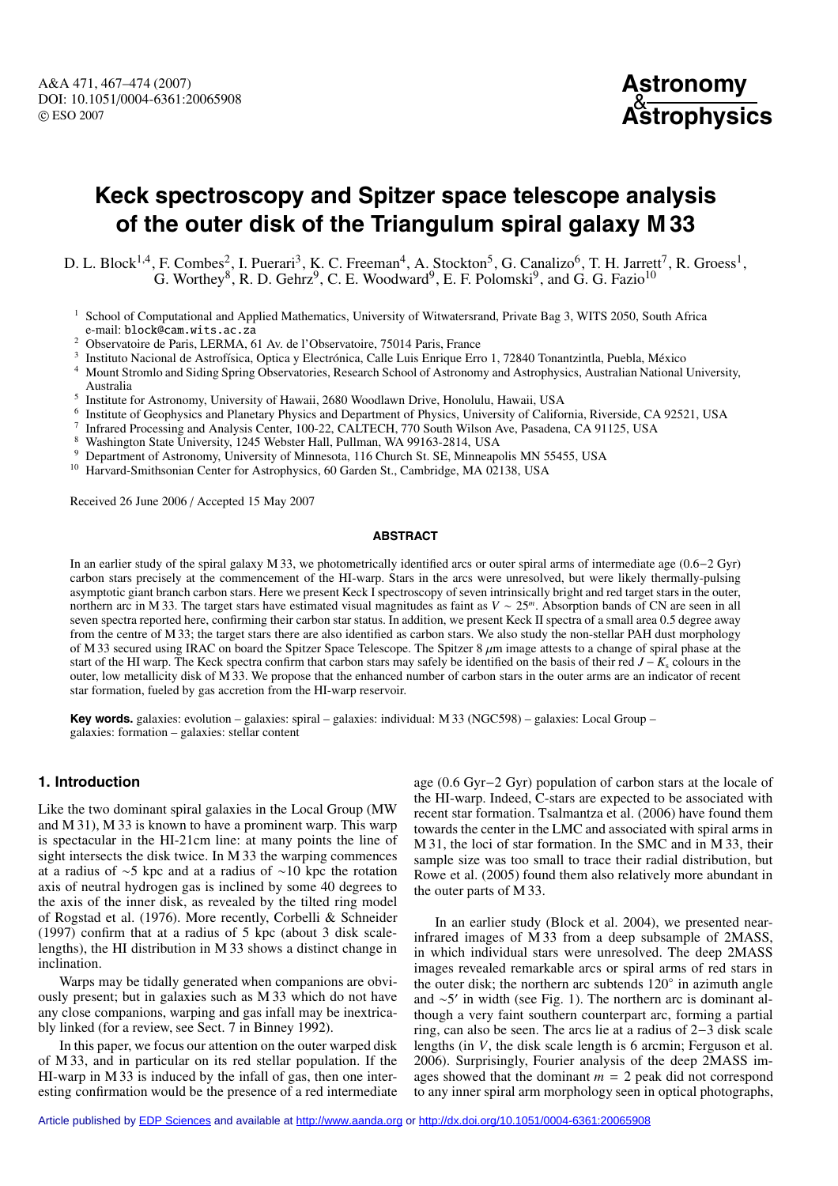# Keck spectroscopy and Spitzer space telescope analysis of the outer disk of the Triangulum spiral galaxy M 33

D. L. Block[1,4], F. Combes[2], I. Puerari[3], K. C. Freeman[4], A. Stockton[5], G. Canalizo[6], T. H. Jarrett[7], R. Groess[1], G. Worthey[8], R. D. Gehrz[9], C. E. Woodward[9], E. F. Polomski[9], and G. G. Fazio[10]

[1] School of Computational and Applied Mathematics, University of Witwatersrand, Private Bag 3, WITS 2050, South Africa
e-mail: block@cam.wits.ac.za

[2] Observatoire de Paris, LERMA, 61 Av. de l'Observatoire, 75014 Paris, France

[3] Instituto Nacional de Astrofísica, Optica y Electrónica, Calle Luis Enrique Erro 1, 72840 Tonantzintla, Puebla, México

[4] Mount Stromlo and Siding Spring Observatories, Research School of Astronomy and Astrophysics, Australian National University, Australia

[5] Institute for Astronomy, University of Hawaii, 2680 Woodlawn Drive, Honolulu, Hawaii, USA

[6] Institute of Geophysics and Planetary Physics and Department of Physics, University of California, Riverside, CA 92521, USA

[7] Infrared Processing and Analysis Center, 100-22, CALTECH, 770 South Wilson Ave, Pasadena, CA 91125, USA

[8] Washington State University, 1245 Webster Hall, Pullman, WA 99163-2814, USA

[9] Department of Astronomy, University of Minnesota, 116 Church St. SE, Minneapolis MN 55455, USA

[10] Harvard-Smithsonian Center for Astrophysics, 60 Garden St., Cambridge, MA 02138, USA

Received 26 June 2006 / Accepted 15 May 2007

## ABSTRACT

In an earlier study of the spiral galaxy M 33, we photometrically identified arcs or outer spiral arms of intermediate age (0.6−2 Gyr) carbon stars precisely at the commencement of the HI-warp. Stars in the arcs were unresolved, but were likely thermally-pulsing asymptotic giant branch carbon stars. Here we present Keck I spectroscopy of seven intrinsically bright and red target stars in the outer, northern arc in M 33. The target stars have estimated visual magnitudes as faint as $V \sim 25^m$. Absorption bands of CN are seen in all seven spectra reported here, confirming their carbon star status. In addition, we present Keck II spectra of a small area 0.5 degree away from the centre of M 33; the target stars there are also identified as carbon stars. We also study the non-stellar PAH dust morphology of M 33 secured using IRAC on board the Spitzer Space Telescope. The Spitzer 8 $\mu$m image attests to a change of spiral phase at the start of the HI warp. The Keck spectra confirm that carbon stars may safely be identified on the basis of their red $J - K_s$ colours in the outer, low metallicity disk of M 33. We propose that the enhanced number of carbon stars in the outer arms are an indicator of recent star formation, fueled by gas accretion from the HI-warp reservoir.

**Key words.** galaxies: evolution – galaxies: spiral – galaxies: individual: M 33 (NGC598) – galaxies: Local Group – galaxies: formation – galaxies: stellar content

## 1. Introduction

Like the two dominant spiral galaxies in the Local Group (MW and M 31), M 33 is known to have a prominent warp. This warp is spectacular in the HI-21cm line: at many points the line of sight intersects the disk twice. In M 33 the warping commences at a radius of ∼5 kpc and at a radius of ∼10 kpc the rotation axis of neutral hydrogen gas is inclined by some 40 degrees to the axis of the inner disk, as revealed by the tilted ring model of Rogstad et al. (1976). More recently, Corbelli & Schneider (1997) confirm that at a radius of 5 kpc (about 3 disk scale-lengths), the HI distribution in M 33 shows a distinct change in inclination.

Warps may be tidally generated when companions are obviously present; but in galaxies such as M 33 which do not have any close companions, warping and gas infall may be inextricably linked (for a review, see Sect. 7 in Binney 1992).

In this paper, we focus our attention on the outer warped disk of M 33, and in particular on its red stellar population. If the HI-warp in M 33 is induced by the infall of gas, then one interesting confirmation would be the presence of a red intermediate age (0.6 Gyr−2 Gyr) population of carbon stars at the locale of the HI-warp. Indeed, C-stars are expected to be associated with recent star formation. Tsalmantza et al. (2006) have found them towards the center in the LMC and associated with spiral arms in M 31, the loci of star formation. In the SMC and in M 33, their sample size was too small to trace their radial distribution, but Rowe et al. (2005) found them also relatively more abundant in the outer parts of M 33.

In an earlier study (Block et al. 2004), we presented near-infrared images of M 33 from a deep subsample of 2MASS, in which individual stars were unresolved. The deep 2MASS images revealed remarkable arcs or spiral arms of red stars in the outer disk; the northern arc subtends 120° in azimuth angle and ∼5′ in width (see Fig. 1). The northern arc is dominant although a very faint southern counterpart arc, forming a partial ring, can also be seen. The arcs lie at a radius of 2−3 disk scale lengths (in $V$, the disk scale length is 6 arcmin; Ferguson et al. 2006). Surprisingly, Fourier analysis of the deep 2MASS images showed that the dominant $m = 2$ peak did not correspond to any inner spiral arm morphology seen in optical photographs,

Article published by EDP Sciences and available at http://www.aanda.org or http://dx.doi.org/10.1051/0004-6361:20065908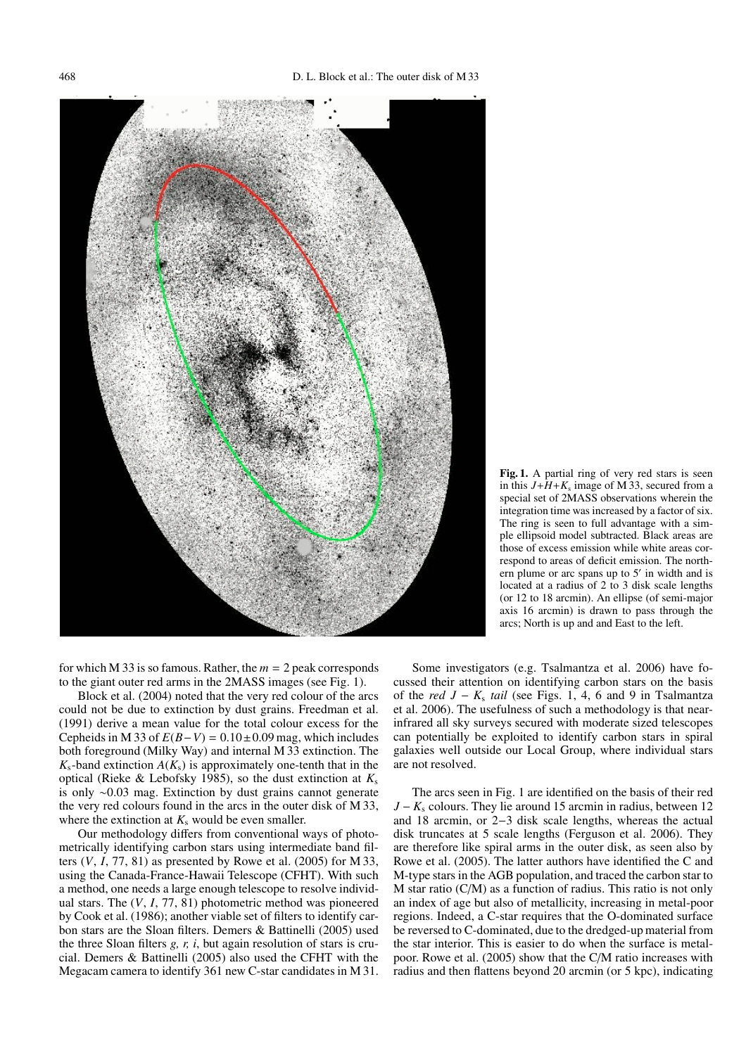**Fig. 1.** A partial ring of very red stars is seen in this $J+H+K_s$ image of M 33, secured from a special set of 2MASS observations wherein the integration time was increased by a factor of six. The ring is seen to full advantage with a simple ellipsoid model subtracted. Black areas are those of excess emission while white areas correspond to areas of deficit emission. The northern plume or arc spans up to 5′ in width and is located at a radius of 2 to 3 disk scale lengths (or 12 to 18 arcmin). An ellipse (of semi-major axis 16 arcmin) is drawn to pass through the arcs; North is up and and East to the left.

for which M 33 is so famous. Rather, the $m = 2$ peak corresponds to the giant outer red arms in the 2MASS images (see Fig. 1).

Block et al. (2004) noted that the very red colour of the arcs could not be due to extinction by dust grains. Freedman et al. (1991) derive a mean value for the total colour excess for the Cepheids in M 33 of $E(B-V) = 0.10 \pm 0.09$ mag, which includes both foreground (Milky Way) and internal M 33 extinction. The $K_s$-band extinction $A(K_s)$ is approximately one-tenth that in the optical (Rieke & Lebofsky 1985), so the dust extinction at $K_s$ is only ∼0.03 mag. Extinction by dust grains cannot generate the very red colours found in the arcs in the outer disk of M 33, where the extinction at $K_s$ would be even smaller.

Our methodology differs from conventional ways of photometrically identifying carbon stars using intermediate band filters ($V$, $I$, 77, 81) as presented by Rowe et al. (2005) for M 33, using the Canada-France-Hawaii Telescope (CFHT). With such a method, one needs a large enough telescope to resolve individual stars. The ($V$, $I$, 77, 81) photometric method was pioneered by Cook et al. (1986); another viable set of filters to identify carbon stars are the Sloan filters. Demers & Battinelli (2005) used the three Sloan filters *g, r, i*, but again resolution of stars is crucial. Demers & Battinelli (2005) also used the CFHT with the Megacam camera to identify 361 new C-star candidates in M 31.

Some investigators (e.g. Tsalmantza et al. 2006) have focussed their attention on identifying carbon stars on the basis of the *red* $J - K_s$ *tail* (see Figs. 1, 4, 6 and 9 in Tsalmantza et al. 2006). The usefulness of such a methodology is that near-infrared all sky surveys secured with moderate sized telescopes can potentially be exploited to identify carbon stars in spiral galaxies well outside our Local Group, where individual stars are not resolved.

The arcs seen in Fig. 1 are identified on the basis of their red $J - K_s$ colours. They lie around 15 arcmin in radius, between 12 and 18 arcmin, or 2−3 disk scale lengths, whereas the actual disk truncates at 5 scale lengths (Ferguson et al. 2006). They are therefore like spiral arms in the outer disk, as seen also by Rowe et al. (2005). The latter authors have identified the C and M-type stars in the AGB population, and traced the carbon star to M star ratio (C/M) as a function of radius. This ratio is not only an index of age but also of metallicity, increasing in metal-poor regions. Indeed, a C-star requires that the O-dominated surface be reversed to C-dominated, due to the dredged-up material from the star interior. This is easier to do when the surface is metal-poor. Rowe et al. (2005) show that the C/M ratio increases with radius and then flattens beyond 20 arcmin (or 5 kpc), indicating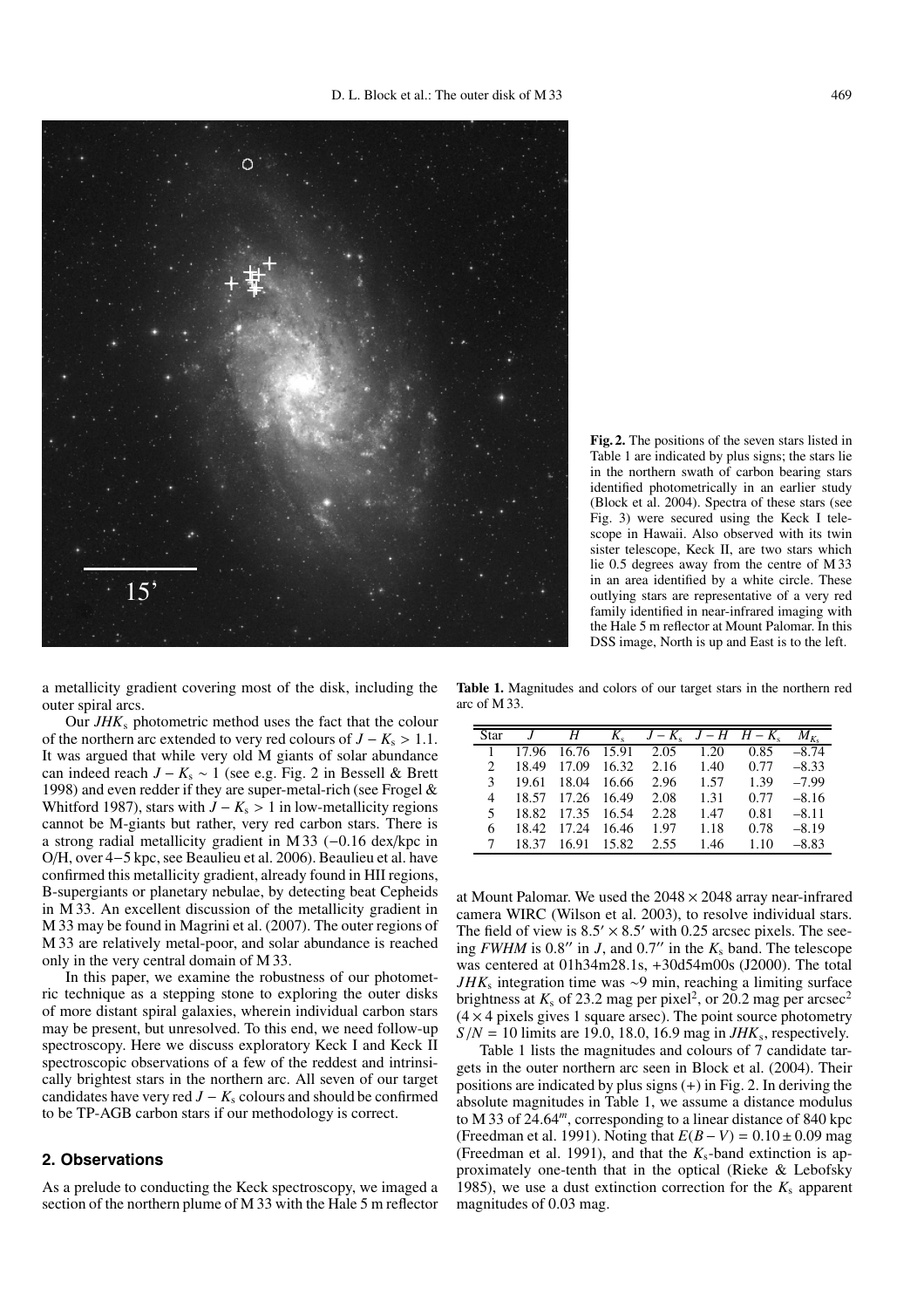**Fig. 2.** The positions of the seven stars listed in Table 1 are indicated by plus signs; the stars lie in the northern swath of carbon bearing stars identified photometrically in an earlier study (Block et al. 2004). Spectra of these stars (see Fig. 3) were secured using the Keck I telescope in Hawaii. Also observed with its twin sister telescope, Keck II, are two stars which lie 0.5 degrees away from the centre of M 33 in an area identified by a white circle. These outlying stars are representative of a very red family identified in near-infrared imaging with the Hale 5 m reflector at Mount Palomar. In this DSS image, North is up and East is to the left.

a metallicity gradient covering most of the disk, including the outer spiral arcs.

Our $JHK_s$ photometric method uses the fact that the colour of the northern arc extended to very red colours of $J - K_s > 1.1$. It was argued that while very old M giants of solar abundance can indeed reach $J - K_s \sim 1$ (see e.g. Fig. 2 in Bessell & Brett 1998) and even redder if they are super-metal-rich (see Frogel & Whitford 1987), stars with $J - K_s > 1$ in low-metallicity regions cannot be M-giants but rather, very red carbon stars. There is a strong radial metallicity gradient in M 33 (−0.16 dex/kpc in O/H, over 4−5 kpc, see Beaulieu et al. 2006). Beaulieu et al. have confirmed this metallicity gradient, already found in HII regions, B-supergiants or planetary nebulae, by detecting beat Cepheids in M 33. An excellent discussion of the metallicity gradient in M 33 may be found in Magrini et al. (2007). The outer regions of M 33 are relatively metal-poor, and solar abundance is reached only in the very central domain of M 33.

In this paper, we examine the robustness of our photometric technique as a stepping stone to exploring the outer disks of more distant spiral galaxies, wherein individual carbon stars may be present, but unresolved. To this end, we need follow-up spectroscopy. Here we discuss exploratory Keck I and Keck II spectroscopic observations of a few of the reddest and intrinsically brightest stars in the northern arc. All seven of our target candidates have very red $J - K_s$ colours and should be confirmed to be TP-AGB carbon stars if our methodology is correct.

## 2. Observations

As a prelude to conducting the Keck spectroscopy, we imaged a section of the northern plume of M 33 with the Hale 5 m reflector at Mount Palomar. We used the 2048 × 2048 array near-infrared camera WIRC (Wilson et al. 2003), to resolve individual stars. The field of view is 8.5′ × 8.5′ with 0.25 arcsec pixels. The seeing *FWHM* is 0.8″ in *J*, and 0.7″ in the $K_s$ band. The telescope was centered at 01h34m28.1s, +30d54m00s (J2000). The total $JHK_s$ integration time was ∼9 min, reaching a limiting surface brightness at $K_s$ of 23.2 mag per pixel$^2$, or 20.2 mag per arcsec$^2$ (4 × 4 pixels gives 1 square arsec). The point source photometry $S/N = 10$ limits are 19.0, 18.0, 16.9 mag in $JHK_s$, respectively.

**Table 1.** Magnitudes and colors of our target stars in the northern red arc of M 33.

| Star | $J$ | $H$ | $K_s$ | $J - K_s$ | $J - H$ | $H - K_s$ | $M_{K_s}$ |
|---|---|---|---|---|---|---|---|
| 1 | 17.96 | 16.76 | 15.91 | 2.05 | 1.20 | 0.85 | −8.74 |
| 2 | 18.49 | 17.09 | 16.32 | 2.16 | 1.40 | 0.77 | −8.33 |
| 3 | 19.61 | 18.04 | 16.66 | 2.96 | 1.57 | 1.39 | −7.99 |
| 4 | 18.57 | 17.26 | 16.49 | 2.08 | 1.31 | 0.77 | −8.16 |
| 5 | 18.82 | 17.35 | 16.54 | 2.28 | 1.47 | 0.81 | −8.11 |
| 6 | 18.42 | 17.24 | 16.46 | 1.97 | 1.18 | 0.78 | −8.19 |
| 7 | 18.37 | 16.91 | 15.82 | 2.55 | 1.46 | 1.10 | −8.83 |

Table 1 lists the magnitudes and colours of 7 candidate targets in the outer northern arc seen in Block et al. (2004). Their positions are indicated by plus signs (+) in Fig. 2. In deriving the absolute magnitudes in Table 1, we assume a distance modulus to M 33 of 24.64$^m$, corresponding to a linear distance of 840 kpc (Freedman et al. 1991). Noting that $E(B - V) = 0.10 \pm 0.09$ mag (Freedman et al. 1991), and that the $K_s$-band extinction is approximately one-tenth that in the optical (Rieke & Lebofsky 1985), we use a dust extinction correction for the $K_s$ apparent magnitudes of 0.03 mag.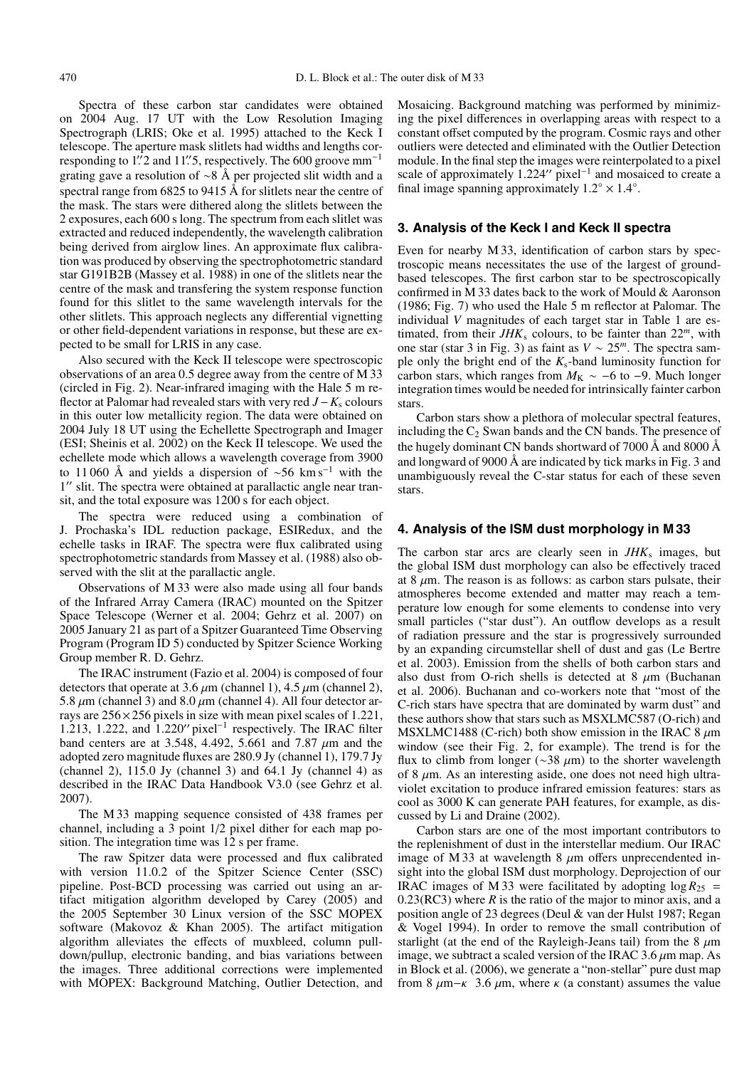Spectra of these carbon star candidates were obtained on 2004 Aug. 17 UT with the Low Resolution Imaging Spectrograph (LRIS; Oke et al. 1995) attached to the Keck I telescope. The aperture mask slitlets had widths and lengths corresponding to 1.″2 and 11.″5, respectively. The 600 groove mm$^{-1}$ grating gave a resolution of ∼8 Å per projected slit width and a spectral range from 6825 to 9415 Å for slitlets near the centre of the mask. The stars were dithered along the slitlets between the 2 exposures, each 600 s long. The spectrum from each slitlet was extracted and reduced independently, the wavelength calibration being derived from airglow lines. An approximate flux calibration was produced by observing the spectrophotometric standard star G191B2B (Massey et al. 1988) in one of the slitlets near the centre of the mask and transfering the system response function found for this slitlet to the same wavelength intervals for the other slitlets. This approach neglects any differential vignetting or other field-dependent variations in response, but these are expected to be small for LRIS in any case.

Also secured with the Keck II telescope were spectroscopic observations of an area 0.5 degree away from the centre of M 33 (circled in Fig. 2). Near-infrared imaging with the Hale 5 m reflector at Palomar had revealed stars with very red $J - K_s$ colours in this outer low metallicity region. The data were obtained on 2004 July 18 UT using the Echellette Spectrograph and Imager (ESI; Sheinis et al. 2002) on the Keck II telescope. We used the echellete mode which allows a wavelength coverage from 3900 to 11 060 Å and yields a dispersion of ∼56 km s$^{-1}$ with the 1″ slit. The spectra were obtained at parallactic angle near transit, and the total exposure was 1200 s for each object.

The spectra were reduced using a combination of J. Prochaska's IDL reduction package, ESIRedux, and the echelle tasks in IRAF. The spectra were flux calibrated using spectrophotometric standards from Massey et al. (1988) also observed with the slit at the parallactic angle.

Observations of M 33 were also made using all four bands of the Infrared Array Camera (IRAC) mounted on the Spitzer Space Telescope (Werner et al. 2004; Gehrz et al. 2007) on 2005 January 21 as part of a Spitzer Guaranteed Time Observing Program (Program ID 5) conducted by Spitzer Science Working Group member R. D. Gehrz.

The IRAC instrument (Fazio et al. 2004) is composed of four detectors that operate at 3.6 $\mu$m (channel 1), 4.5 $\mu$m (channel 2), 5.8 $\mu$m (channel 3) and 8.0 $\mu$m (channel 4). All four detector arrays are $256 \times 256$ pixels in size with mean pixel scales of 1.221, 1.213, 1.222, and 1.220″ pixel$^{-1}$ respectively. The IRAC filter band centers are at 3.548, 4.492, 5.661 and 7.87 $\mu$m and the adopted zero magnitude fluxes are 280.9 Jy (channel 1), 179.7 Jy (channel 2), 115.0 Jy (channel 3) and 64.1 Jy (channel 4) as described in the IRAC Data Handbook V3.0 (see Gehrz et al. 2007).

The M 33 mapping sequence consisted of 438 frames per channel, including a 3 point 1/2 pixel dither for each map position. The integration time was 12 s per frame.

The raw Spitzer data were processed and flux calibrated with version 11.0.2 of the Spitzer Science Center (SSC) pipeline. Post-BCD processing was carried out using an artifact mitigation algorithm developed by Carey (2005) and the 2005 September 30 Linux version of the SSC MOPEX software (Makovoz & Khan 2005). The artifact mitigation algorithm alleviates the effects of muxbleed, column pulldown/pullup, electronic banding, and bias variations between the images. Three additional corrections were implemented with MOPEX: Background Matching, Outlier Detection, and Mosaicing. Background matching was performed by minimizing the pixel differences in overlapping areas with respect to a constant offset computed by the program. Cosmic rays and other outliers were detected and eliminated with the Outlier Detection module. In the final step the images were reinterpolated to a pixel scale of approximately 1.224″ pixel$^{-1}$ and mosaiced to create a final image spanning approximately $1.2^\circ \times 1.4^\circ$.

## 3. Analysis of the Keck I and Keck II spectra

Even for nearby M 33, identification of carbon stars by spectroscopic means necessitates the use of the largest of ground-based telescopes. The first carbon star to be spectroscopically confirmed in M 33 dates back to the work of Mould & Aaronson (1986; Fig. 7) who used the Hale 5 m reflector at Palomar. The individual $V$ magnitudes of each target star in Table 1 are estimated, from their $JHK_s$ colours, to be fainter than $22^m$, with one star (star 3 in Fig. 3) as faint as $V \sim 25^m$. The spectra sample only the bright end of the $K_s$-band luminosity function for carbon stars, which ranges from $M_K \sim -6$ to $-9$. Much longer integration times would be needed for intrinsically fainter carbon stars.

Carbon stars show a plethora of molecular spectral features, including the $C_2$ Swan bands and the CN bands. The presence of the hugely dominant CN bands shortward of 7000 Å and 8000 Å and longward of 9000 Å are indicated by tick marks in Fig. 3 and unambiguously reveal the C-star status for each of these seven stars.

## 4. Analysis of the ISM dust morphology in M 33

The carbon star arcs are clearly seen in $JHK_s$ images, but the global ISM dust morphology can also be effectively traced at 8 $\mu$m. The reason is as follows: as carbon stars pulsate, their atmospheres become extended and matter may reach a temperature low enough for some elements to condense into very small particles ("star dust"). An outflow develops as a result of radiation pressure and the star is progressively surrounded by an expanding circumstellar shell of dust and gas (Le Bertre et al. 2003). Emission from the shells of both carbon stars and also dust from O-rich shells is detected at 8 $\mu$m (Buchanan et al. 2006). Buchanan and co-workers note that "most of the C-rich stars have spectra that are dominated by warm dust" and these authors show that stars such as MSXLMC587 (O-rich) and MSXLMC1488 (C-rich) both show emission in the IRAC 8 $\mu$m window (see their Fig. 2, for example). The trend is for the flux to climb from longer (∼38 $\mu$m) to the shorter wavelength of 8 $\mu$m. As an interesting aside, one does not need high ultraviolet excitation to produce infrared emission features: stars as cool as 3000 K can generate PAH features, for example, as discussed by Li and Draine (2002).

Carbon stars are one of the most important contributors to the replenishment of dust in the interstellar medium. Our IRAC image of M 33 at wavelength 8 $\mu$m offers unprecendented insight into the global ISM dust morphology. Deprojection of our IRAC images of M 33 were facilitated by adopting $\log R_{25} = 0.23$(RC3) where $R$ is the ratio of the major to minor axis, and a position angle of 23 degrees (Deul & van der Hulst 1987; Regan & Vogel 1994). In order to remove the small contribution of starlight (at the end of the Rayleigh-Jeans tail) from the 8 $\mu$m image, we subtract a scaled version of the IRAC 3.6 $\mu$m map. As in Block et al. (2006), we generate a "non-stellar" pure dust map from 8 $\mu$m$-\kappa$ 3.6 $\mu$m, where $\kappa$ (a constant) assumes the value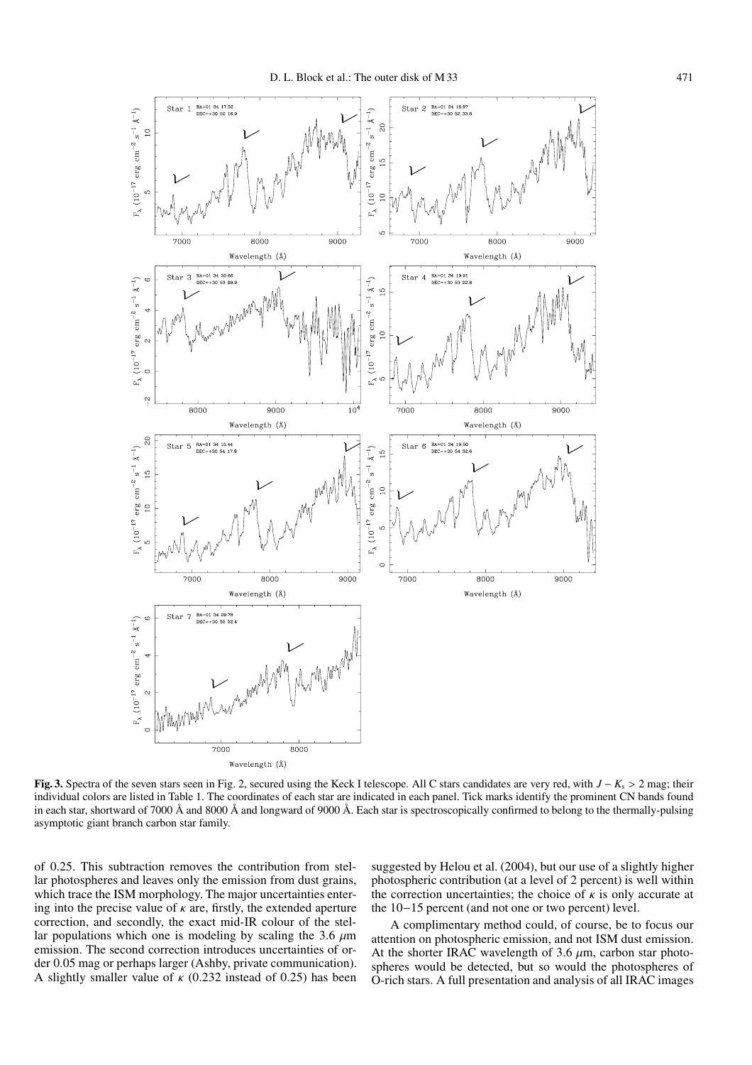**Fig. 3.** Spectra of the seven stars seen in Fig. 2, secured using the Keck I telescope. All C stars candidates are very red, with $J - K_s > 2$ mag; their individual colors are listed in Table 1. The coordinates of each star are indicated in each panel. Tick marks identify the prominent CN bands found in each star, shortward of 7000 Å and 8000 Å and longward of 9000 Å. Each star is spectroscopically confirmed to belong to the thermally-pulsing asymptotic giant branch carbon star family.

of 0.25. This subtraction removes the contribution from stellar photospheres and leaves only the emission from dust grains, which trace the ISM morphology. The major uncertainties entering into the precise value of $\kappa$ are, firstly, the extended aperture correction, and secondly, the exact mid-IR colour of the stellar populations which one is modeling by scaling the 3.6 $\mu$m emission. The second correction introduces uncertainties of order 0.05 mag or perhaps larger (Ashby, private communication). A slightly smaller value of $\kappa$ (0.232 instead of 0.25) has been suggested by Helou et al. (2004), but our use of a slightly higher photospheric contribution (at a level of 2 percent) is well within the correction uncertainties; the choice of $\kappa$ is only accurate at the 10−15 percent (and not one or two percent) level.

A complimentary method could, of course, be to focus our attention on photospheric emission, and not ISM dust emission. At the shorter IRAC wavelength of 3.6 $\mu$m, carbon star photospheres would be detected, but so would the photospheres of O-rich stars. A full presentation and analysis of all IRAC images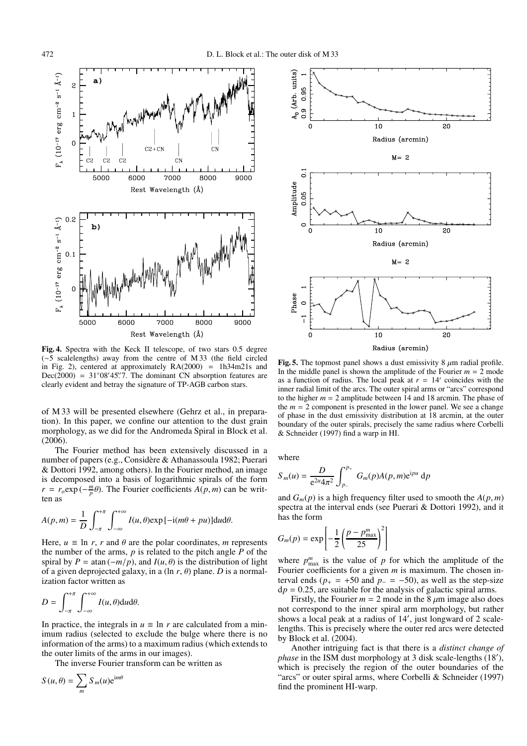**Fig. 4.** Spectra with the Keck II telescope, of two stars 0.5 degree (~5 scalelengths) away from the centre of M 33 (the field circled in Fig. 2), centered at approximately RA(2000) = 1h34m21s and Dec(2000) = 31°08′45.″7. The dominant CN absorption features are clearly evident and betray the signature of TP-AGB carbon stars.

**Fig. 5.** The topmost panel shows a dust emissivity 8 $\mu$m radial profile. In the middle panel is shown the amplitude of the Fourier $m = 2$ mode as a function of radius. The local peak at $r = 14'$ coincides with the inner radial limit of the arcs. The outer spiral arms or "arcs" correspond to the higher $m = 2$ amplitude between 14 and 18 arcmin. The phase of the $m = 2$ component is presented in the lower panel. We see a change of phase in the dust emissivity distribution at 18 arcmin, at the outer boundary of the outer spirals, precisely the same radius where Corbelli & Schneider (1997) find a warp in HI.

of M 33 will be presented elsewhere (Gehrz et al., in preparation). In this paper, we confine our attention to the dust grain morphology, as we did for the Andromeda Spiral in Block et al. (2006).

The Fourier method has been extensively discussed in a number of papers (e.g., Considère & Athanassoula 1982; Puerari & Dottori 1992, among others). In the Fourier method, an image is decomposed into a basis of logarithmic spirals of the form $r = r_o \exp(-\frac{m}{p}\theta)$. The Fourier coefficients $A(p, m)$ can be written as

$$A(p, m) = \frac{1}{D}\int_{-\pi}^{+\pi}\int_{-\infty}^{+\infty} I(u, \theta)\exp\left[-i(m\theta + pu)\right]\mathrm{d}u\mathrm{d}\theta.$$

Here, $u \equiv \ln r$, $r$ and $\theta$ are the polar coordinates, $m$ represents the number of the arms, $p$ is related to the pitch angle $P$ of the spiral by $P = \mathrm{atan}\,(-m/p)$, and $I(u, \theta)$ is the distribution of light of a given deprojected galaxy, in a ($\ln r$, $\theta$) plane. $D$ is a normalization factor written as

$$D = \int_{-\pi}^{+\pi}\int_{-\infty}^{+\infty} I(u, \theta)\mathrm{d}u\mathrm{d}\theta.$$

In practice, the integrals in $u \equiv \ln r$ are calculated from a minimum radius (selected to exclude the bulge where there is no information of the arms) to a maximum radius (which extends to the outer limits of the arms in our images).

The inverse Fourier transform can be written as

$$S(u, \theta) = \sum_m S_m(u)\mathrm{e}^{\mathrm{i}m\theta}$$

where

$$S_m(u) = \frac{D}{\mathrm{e}^{2u}4\pi^2}\int_{p_-}^{p_+} G_m(p)A(p, m)\mathrm{e}^{\mathrm{i}pu}\,\mathrm{d}p$$

and $G_m(p)$ is a high frequency filter used to smooth the $A(p, m)$ spectra at the interval ends (see Puerari & Dottori 1992), and it has the form

$$G_m(p) = \exp\left[-\frac{1}{2}\left(\frac{p - p^m_{\mathrm{max}}}{25}\right)^2\right]$$

where $p^m_{\mathrm{max}}$ is the value of $p$ for which the amplitude of the Fourier coefficients for a given $m$ is maximum. The chosen interval ends ($p_+ = +50$ and $p_- = -50$), as well as the step-size $\mathrm{d}p = 0.25$, are suitable for the analysis of galactic spiral arms.

Firstly, the Fourier $m = 2$ mode in the 8 $\mu$m image also does not correspond to the inner spiral arm morphology, but rather shows a local peak at a radius of 14′, just longward of 2 scale-lengths. This is precisely where the outer red arcs were detected by Block et al. (2004).

Another intriguing fact is that there is a *distinct change of phase* in the ISM dust morphology at 3 disk scale-lengths (18′), which is precisely the region of the outer boundaries of the "arcs" or outer spiral arms, where Corbelli & Schneider (1997) find the prominent HI-warp.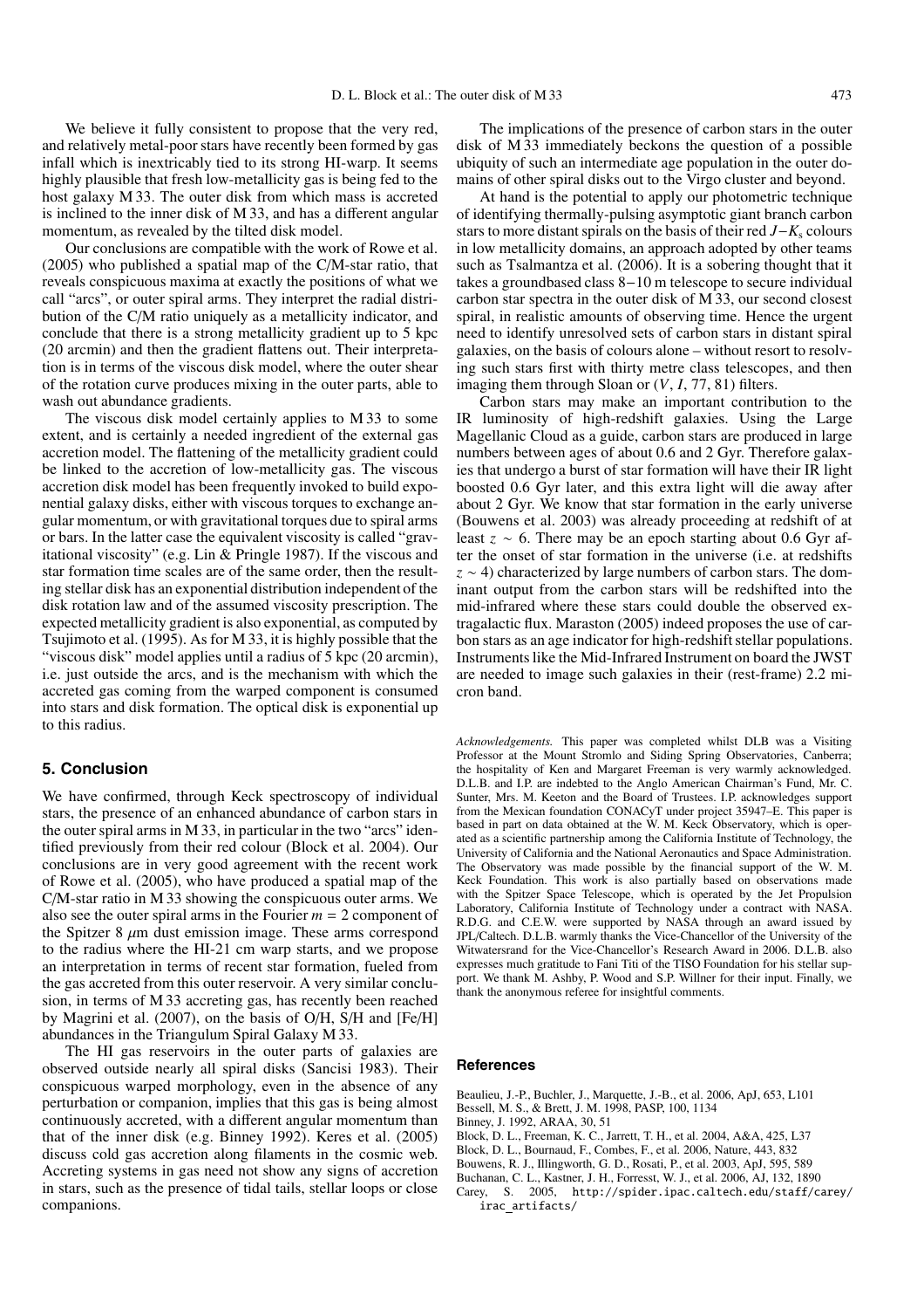We believe it fully consistent to propose that the very red, and relatively metal-poor stars have recently been formed by gas infall which is inextricably tied to its strong HI-warp. It seems highly plausible that fresh low-metallicity gas is being fed to the host galaxy M 33. The outer disk from which mass is accreted is inclined to the inner disk of M 33, and has a different angular momentum, as revealed by the tilted disk model.

Our conclusions are compatible with the work of Rowe et al. (2005) who published a spatial map of the C/M-star ratio, that reveals conspicuous maxima at exactly the positions of what we call "arcs", or outer spiral arms. They interpret the radial distribution of the C/M ratio uniquely as a metallicity indicator, and conclude that there is a strong metallicity gradient up to 5 kpc (20 arcmin) and then the gradient flattens out. Their interpretation is in terms of the viscous disk model, where the outer shear of the rotation curve produces mixing in the outer parts, able to wash out abundance gradients.

The viscous disk model certainly applies to M 33 to some extent, and is certainly a needed ingredient of the external gas accretion model. The flattening of the metallicity gradient could be linked to the accretion of low-metallicity gas. The viscous accretion disk model has been frequently invoked to build exponential galaxy disks, either with viscous torques to exchange angular momentum, or with gravitational torques due to spiral arms or bars. In the latter case the equivalent viscosity is called "gravitational viscosity" (e.g. Lin & Pringle 1987). If the viscous and star formation time scales are of the same order, then the resulting stellar disk has an exponential distribution independent of the disk rotation law and of the assumed viscosity prescription. The expected metallicity gradient is also exponential, as computed by Tsujimoto et al. (1995). As for M 33, it is highly possible that the "viscous disk" model applies until a radius of 5 kpc (20 arcmin), i.e. just outside the arcs, and is the mechanism with which the accreted gas coming from the warped component is consumed into stars and disk formation. The optical disk is exponential up to this radius.

## 5. Conclusion

We have confirmed, through Keck spectroscopy of individual stars, the presence of an enhanced abundance of carbon stars in the outer spiral arms in M 33, in particular in the two "arcs" identified previously from their red colour (Block et al. 2004). Our conclusions are in very good agreement with the recent work of Rowe et al. (2005), who have produced a spatial map of the C/M-star ratio in M 33 showing the conspicuous outer arms. We also see the outer spiral arms in the Fourier $m = 2$ component of the Spitzer 8 $\mu$m dust emission image. These arms correspond to the radius where the HI-21 cm warp starts, and we propose an interpretation in terms of recent star formation, fueled from the gas accreted from this outer reservoir. A very similar conclusion, in terms of M 33 accreting gas, has recently been reached by Magrini et al. (2007), on the basis of O/H, S/H and [Fe/H] abundances in the Triangulum Spiral Galaxy M 33.

The HI gas reservoirs in the outer parts of galaxies are observed outside nearly all spiral disks (Sancisi 1983). Their conspicuous warped morphology, even in the absence of any perturbation or companion, implies that this gas is being almost continuously accreted, with a different angular momentum than that of the inner disk (e.g. Binney 1992). Keres et al. (2005) discuss cold gas accretion along filaments in the cosmic web. Accreting systems in gas need not show any signs of accretion in stars, such as the presence of tidal tails, stellar loops or close companions.

The implications of the presence of carbon stars in the outer disk of M 33 immediately beckons the question of a possible ubiquity of such an intermediate age population in the outer domains of other spiral disks out to the Virgo cluster and beyond.

At hand is the potential to apply our photometric technique of identifying thermally-pulsing asymptotic giant branch carbon stars to more distant spirals on the basis of their red $J-K_s$ colours in low metallicity domains, an approach adopted by other teams such as Tsalmantza et al. (2006). It is a sobering thought that it takes a groundbased class 8−10 m telescope to secure individual carbon star spectra in the outer disk of M 33, our second closest spiral, in realistic amounts of observing time. Hence the urgent need to identify unresolved sets of carbon stars in distant spiral galaxies, on the basis of colours alone – without resort to resolving such stars first with thirty metre class telescopes, and then imaging them through Sloan or ($V$, $I$, 77, 81) filters.

Carbon stars may make an important contribution to the IR luminosity of high-redshift galaxies. Using the Large Magellanic Cloud as a guide, carbon stars are produced in large numbers between ages of about 0.6 and 2 Gyr. Therefore galaxies that undergo a burst of star formation will have their IR light boosted 0.6 Gyr later, and this extra light will die away after about 2 Gyr. We know that star formation in the early universe (Bouwens et al. 2003) was already proceeding at redshift of at least $z \sim 6$. There may be an epoch starting about 0.6 Gyr after the onset of star formation in the universe (i.e. at redshifts $z \sim 4$) characterized by large numbers of carbon stars. The dominant output from the carbon stars will be redshifted into the mid-infrared where these stars could double the observed extragalactic flux. Maraston (2005) indeed proposes the use of carbon stars as an age indicator for high-redshift stellar populations. Instruments like the Mid-Infrared Instrument on board the JWST are needed to image such galaxies in their (rest-frame) 2.2 micron band.

*Acknowledgements.* This paper was completed whilst DLB was a Visiting Professor at the Mount Stromlo and Siding Spring Observatories, Canberra; the hospitality of Ken and Margaret Freeman is very warmly acknowledged. D.L.B. and I.P. are indebted to the Anglo American Chairman's Fund, Mr. C. Sunter, Mrs. M. Keeton and the Board of Trustees. I.P. acknowledges support from the Mexican foundation CONACyT under project 35947–E. This paper is based in part on data obtained at the W. M. Keck Observatory, which is operated as a scientific partnership among the California Institute of Technology, the University of California and the National Aeronautics and Space Administration. The Observatory was made possible by the financial support of the W. M. Keck Foundation. This work is also partially based on observations made with the Spitzer Space Telescope, which is operated by the Jet Propulsion Laboratory, California Institute of Technology under a contract with NASA. R.D.G. and C.E.W. were supported by NASA through an award issued by JPL/Caltech. D.L.B. warmly thanks the Vice-Chancellor of the University of the Witwatersrand for the Vice-Chancellor's Research Award in 2006. D.L.B. also expresses much gratitude to Fani Titi of the TISO Foundation for his stellar support. We thank M. Ashby, P. Wood and S.P. Willner for their input. Finally, we thank the anonymous referee for insightful comments.

## References

Beaulieu, J.-P., Buchler, J., Marquette, J.-B., et al. 2006, ApJ, 653, L101
Bessell, M. S., & Brett, J. M. 1998, PASP, 100, 1134
Binney, J. 1992, ARAA, 30, 51
Block, D. L., Freeman, K. C., Jarrett, T. H., et al. 2004, A&A, 425, L37
Block, D. L., Bournaud, F., Combes, F., et al. 2006, Nature, 443, 832
Bouwens, R. J., Illingworth, G. D., Rosati, P., et al. 2003, ApJ, 595, 589
Buchanan, C. L., Kastner, J. H., Forresst, W. J., et al. 2006, AJ, 132, 1890
Carey, S. 2005, http://spider.ipac.caltech.edu/staff/carey/irac_artifacts/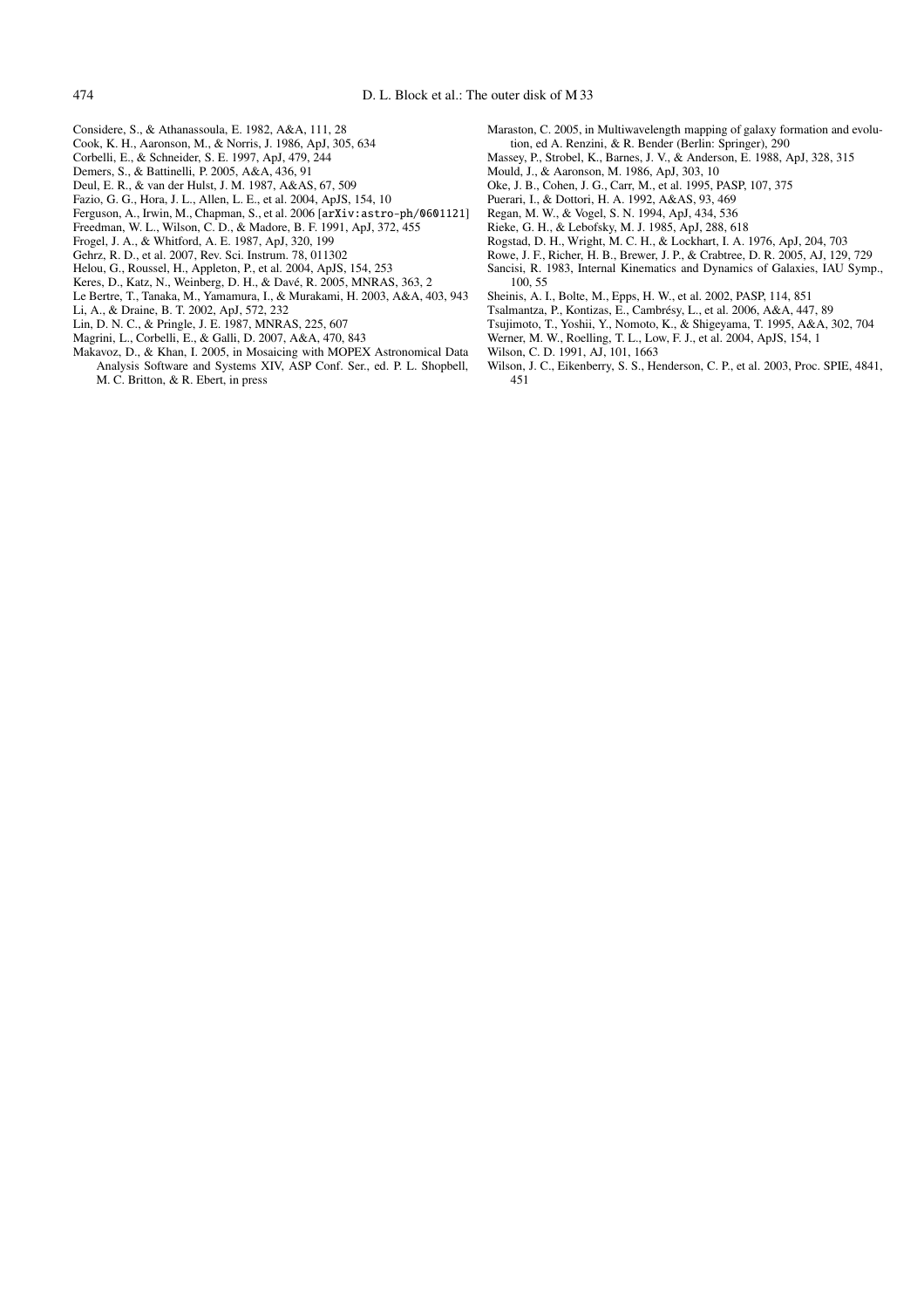Considere, S., & Athanassoula, E. 1982, A&A, 111, 28

Cook, K. H., Aaronson, M., & Norris, J. 1986, ApJ, 305, 634

Corbelli, E., & Schneider, S. E. 1997, ApJ, 479, 244

Demers, S., & Battinelli, P. 2005, A&A, 436, 91

Deul, E. R., & van der Hulst, J. M. 1987, A&AS, 67, 509

Fazio, G. G., Hora, J. L., Allen, L. E., et al. 2004, ApJS, 154, 10

Ferguson, A., Irwin, M., Chapman, S., et al. 2006 [arXiv:astro-ph/0601121]

Freedman, W. L., Wilson, C. D., & Madore, B. F. 1991, ApJ, 372, 455

Frogel, J. A., & Whitford, A. E. 1987, ApJ, 320, 199

Gehrz, R. D., et al. 2007, Rev. Sci. Instrum. 78, 011302

Helou, G., Roussel, H., Appleton, P., et al. 2004, ApJS, 154, 253

Keres, D., Katz, N., Weinberg, D. H., & Davé, R. 2005, MNRAS, 363, 2

Le Bertre, T., Tanaka, M., Yamamura, I., & Murakami, H. 2003, A&A, 403, 943

Li, A., & Draine, B. T. 2002, ApJ, 572, 232

Lin, D. N. C., & Pringle, J. E. 1987, MNRAS, 225, 607

Magrini, L., Corbelli, E., & Galli, D. 2007, A&A, 470, 843

Makavoz, D., & Khan, I. 2005, in Mosaicing with MOPEX Astronomical Data Analysis Software and Systems XIV, ASP Conf. Ser., ed. P. L. Shopbell, M. C. Britton, & R. Ebert, in press

Maraston, C. 2005, in Multiwavelength mapping of galaxy formation and evolution, ed A. Renzini, & R. Bender (Berlin: Springer), 290

Massey, P., Strobel, K., Barnes, J. V., & Anderson, E. 1988, ApJ, 328, 315

Mould, J., & Aaronson, M. 1986, ApJ, 303, 10

Oke, J. B., Cohen, J. G., Carr, M., et al. 1995, PASP, 107, 375

Puerari, I., & Dottori, H. A. 1992, A&AS, 93, 469

Regan, M. W., & Vogel, S. N. 1994, ApJ, 434, 536

Rieke, G. H., & Lebofsky, M. J. 1985, ApJ, 288, 618

Rogstad, D. H., Wright, M. C. H., & Lockhart, I. A. 1976, ApJ, 204, 703

Rowe, J. F., Richer, H. B., Brewer, J. P., & Crabtree, D. R. 2005, AJ, 129, 729

Sancisi, R. 1983, Internal Kinematics and Dynamics of Galaxies, IAU Symp., 100, 55

Sheinis, A. I., Bolte, M., Epps, H. W., et al. 2002, PASP, 114, 851

Tsalmantza, P., Kontizas, E., Cambrésy, L., et al. 2006, A&A, 447, 89

Tsujimoto, T., Yoshii, Y., Nomoto, K., & Shigeyama, T. 1995, A&A, 302, 704

Werner, M. W., Roelling, T. L., Low, F. J., et al. 2004, ApJS, 154, 1

Wilson, C. D. 1991, AJ, 101, 1663

Wilson, J. C., Eikenberry, S. S., Henderson, C. P., et al. 2003, Proc. SPIE, 4841, 451